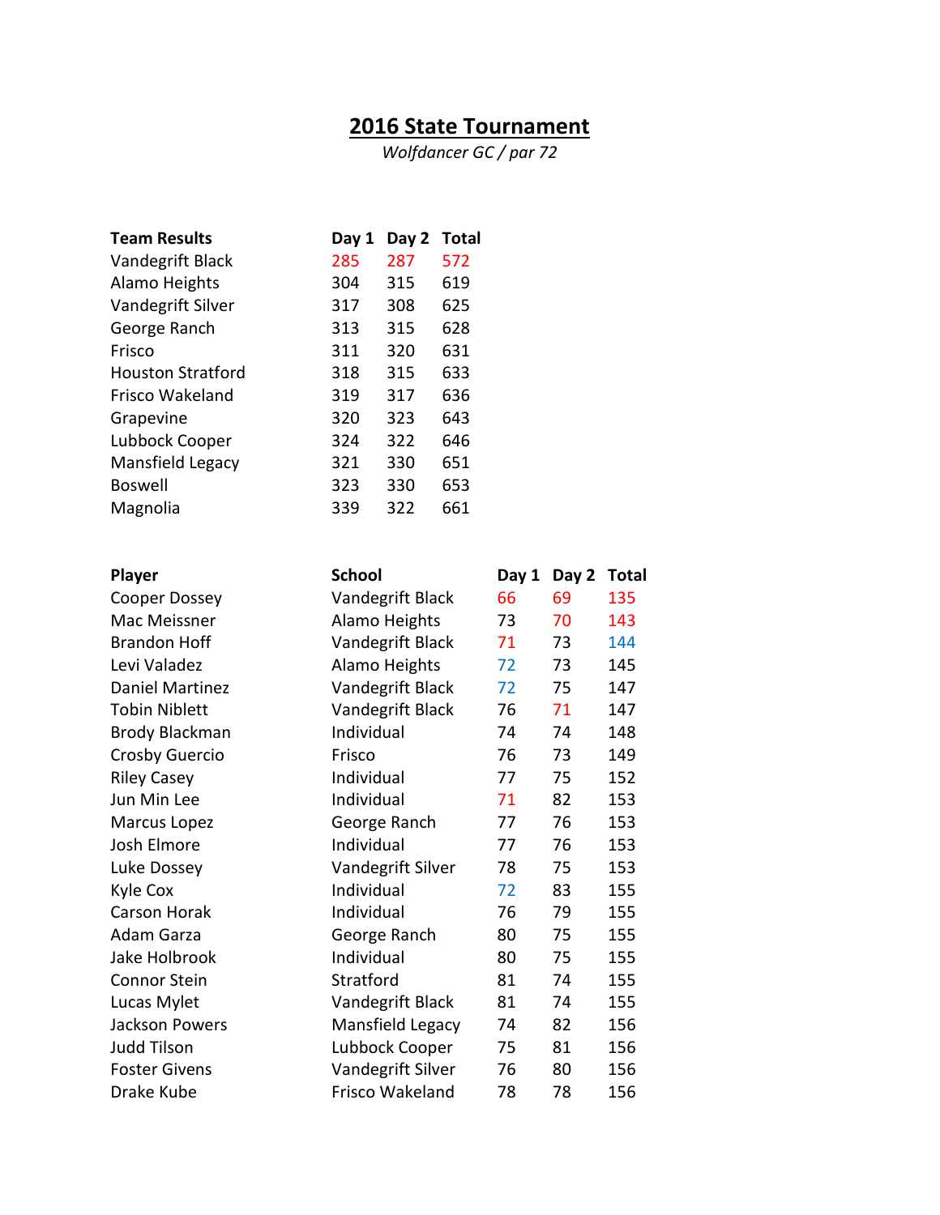# 2016 State Tournament

*Wolfdancer GC / par 72*

| Team Results | Day 1 | Day 2 | Total |
|---|---|---|---|
| Vandegrift Black | 285 | 287 | 572 |
| Alamo Heights | 304 | 315 | 619 |
| Vandegrift Silver | 317 | 308 | 625 |
| George Ranch | 313 | 315 | 628 |
| Frisco | 311 | 320 | 631 |
| Houston Stratford | 318 | 315 | 633 |
| Frisco Wakeland | 319 | 317 | 636 |
| Grapevine | 320 | 323 | 643 |
| Lubbock Cooper | 324 | 322 | 646 |
| Mansfield Legacy | 321 | 330 | 651 |
| Boswell | 323 | 330 | 653 |
| Magnolia | 339 | 322 | 661 |

| Player | School | Day 1 | Day 2 | Total |
|---|---|---|---|---|
| Cooper Dossey | Vandegrift Black | 66 | 69 | 135 |
| Mac Meissner | Alamo Heights | 73 | 70 | 143 |
| Brandon Hoff | Vandegrift Black | 71 | 73 | 144 |
| Levi Valadez | Alamo Heights | 72 | 73 | 145 |
| Daniel Martinez | Vandegrift Black | 72 | 75 | 147 |
| Tobin Niblett | Vandegrift Black | 76 | 71 | 147 |
| Brody Blackman | Individual | 74 | 74 | 148 |
| Crosby Guercio | Frisco | 76 | 73 | 149 |
| Riley Casey | Individual | 77 | 75 | 152 |
| Jun Min Lee | Individual | 71 | 82 | 153 |
| Marcus Lopez | George Ranch | 77 | 76 | 153 |
| Josh Elmore | Individual | 77 | 76 | 153 |
| Luke Dossey | Vandegrift Silver | 78 | 75 | 153 |
| Kyle Cox | Individual | 72 | 83 | 155 |
| Carson Horak | Individual | 76 | 79 | 155 |
| Adam Garza | George Ranch | 80 | 75 | 155 |
| Jake Holbrook | Individual | 80 | 75 | 155 |
| Connor Stein | Stratford | 81 | 74 | 155 |
| Lucas Mylet | Vandegrift Black | 81 | 74 | 155 |
| Jackson Powers | Mansfield Legacy | 74 | 82 | 156 |
| Judd Tilson | Lubbock Cooper | 75 | 81 | 156 |
| Foster Givens | Vandegrift Silver | 76 | 80 | 156 |
| Drake Kube | Frisco Wakeland | 78 | 78 | 156 |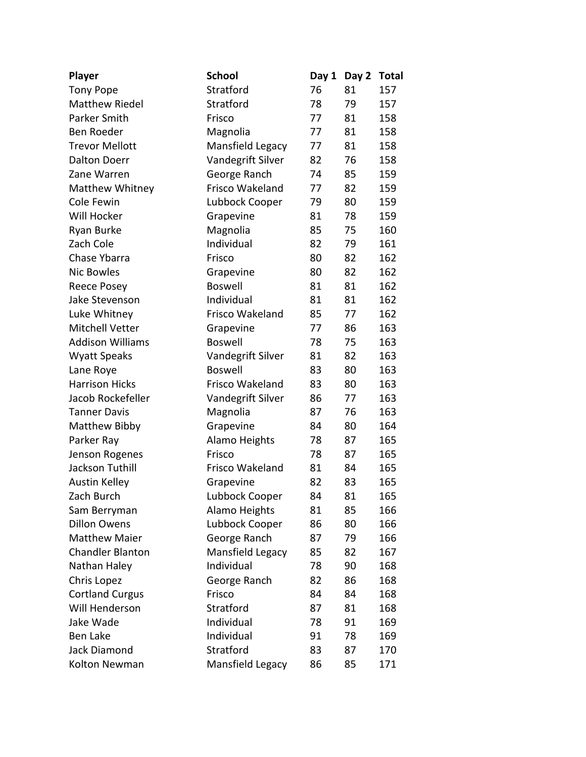| Player | School | Day 1 | Day 2 | Total |
| --- | --- | --- | --- | --- |
| Tony Pope | Stratford | 76 | 81 | 157 |
| Matthew Riedel | Stratford | 78 | 79 | 157 |
| Parker Smith | Frisco | 77 | 81 | 158 |
| Ben Roeder | Magnolia | 77 | 81 | 158 |
| Trevor Mellott | Mansfield Legacy | 77 | 81 | 158 |
| Dalton Doerr | Vandegrift Silver | 82 | 76 | 158 |
| Zane Warren | George Ranch | 74 | 85 | 159 |
| Matthew Whitney | Frisco Wakeland | 77 | 82 | 159 |
| Cole Fewin | Lubbock Cooper | 79 | 80 | 159 |
| Will Hocker | Grapevine | 81 | 78 | 159 |
| Ryan Burke | Magnolia | 85 | 75 | 160 |
| Zach Cole | Individual | 82 | 79 | 161 |
| Chase Ybarra | Frisco | 80 | 82 | 162 |
| Nic Bowles | Grapevine | 80 | 82 | 162 |
| Reece Posey | Boswell | 81 | 81 | 162 |
| Jake Stevenson | Individual | 81 | 81 | 162 |
| Luke Whitney | Frisco Wakeland | 85 | 77 | 162 |
| Mitchell Vetter | Grapevine | 77 | 86 | 163 |
| Addison Williams | Boswell | 78 | 75 | 163 |
| Wyatt Speaks | Vandegrift Silver | 81 | 82 | 163 |
| Lane Roye | Boswell | 83 | 80 | 163 |
| Harrison Hicks | Frisco Wakeland | 83 | 80 | 163 |
| Jacob Rockefeller | Vandegrift Silver | 86 | 77 | 163 |
| Tanner Davis | Magnolia | 87 | 76 | 163 |
| Matthew Bibby | Grapevine | 84 | 80 | 164 |
| Parker Ray | Alamo Heights | 78 | 87 | 165 |
| Jenson Rogenes | Frisco | 78 | 87 | 165 |
| Jackson Tuthill | Frisco Wakeland | 81 | 84 | 165 |
| Austin Kelley | Grapevine | 82 | 83 | 165 |
| Zach Burch | Lubbock Cooper | 84 | 81 | 165 |
| Sam Berryman | Alamo Heights | 81 | 85 | 166 |
| Dillon Owens | Lubbock Cooper | 86 | 80 | 166 |
| Matthew Maier | George Ranch | 87 | 79 | 166 |
| Chandler Blanton | Mansfield Legacy | 85 | 82 | 167 |
| Nathan Haley | Individual | 78 | 90 | 168 |
| Chris Lopez | George Ranch | 82 | 86 | 168 |
| Cortland Curgus | Frisco | 84 | 84 | 168 |
| Will Henderson | Stratford | 87 | 81 | 168 |
| Jake Wade | Individual | 78 | 91 | 169 |
| Ben Lake | Individual | 91 | 78 | 169 |
| Jack Diamond | Stratford | 83 | 87 | 170 |
| Kolton Newman | Mansfield Legacy | 86 | 85 | 171 |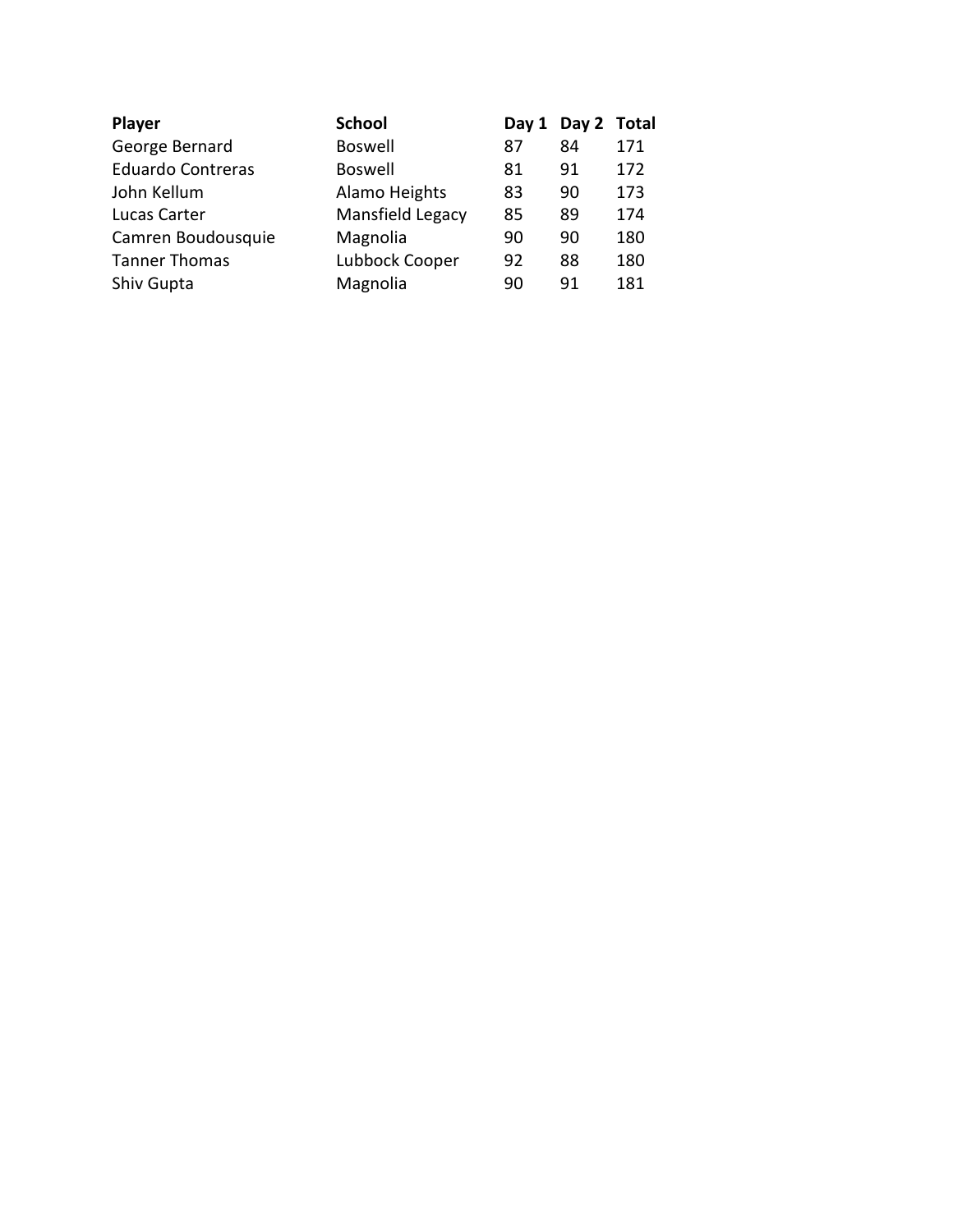| Player | School | Day 1 | Day 2 | Total |
|---|---|---|---|---|
| George Bernard | Boswell | 87 | 84 | 171 |
| Eduardo Contreras | Boswell | 81 | 91 | 172 |
| John Kellum | Alamo Heights | 83 | 90 | 173 |
| Lucas Carter | Mansfield Legacy | 85 | 89 | 174 |
| Camren Boudousquie | Magnolia | 90 | 90 | 180 |
| Tanner Thomas | Lubbock Cooper | 92 | 88 | 180 |
| Shiv Gupta | Magnolia | 90 | 91 | 181 |